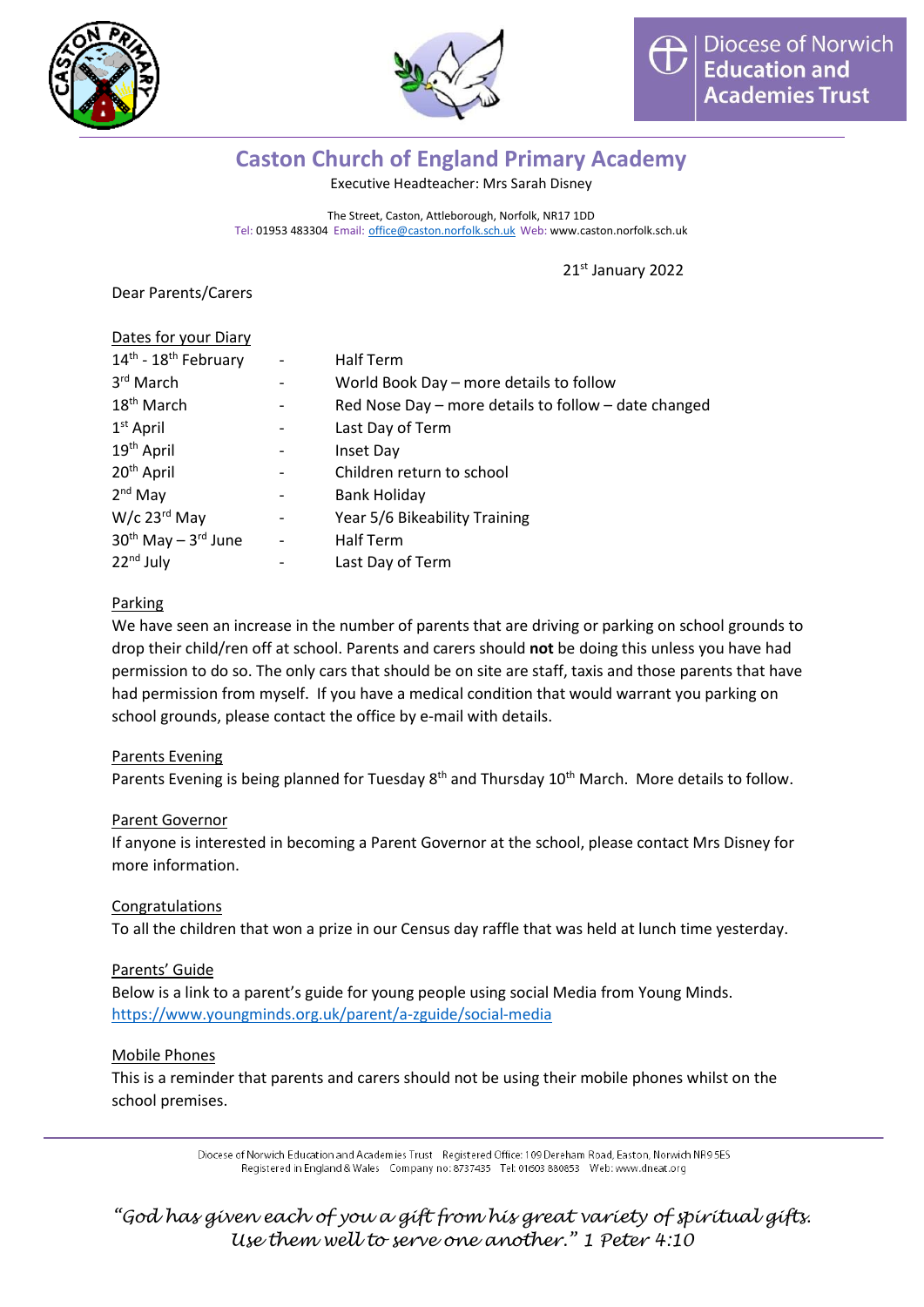Diocese of Norwich Education and Academies Trust

# Caston Church of England Primary Academy

Executive Headteacher: Mrs Sarah Disney

The Street, Caston, Attleborough, Norfolk, NR17 1DD
Tel: 01953 483304 Email: office@caston.norfolk.sch.uk Web: www.caston.norfolk.sch.uk

21st January 2022

Dear Parents/Carers

Dates for your Diary

| | | |
|---|---|---|
| 14th - 18th February | - | Half Term |
| 3rd March | - | World Book Day – more details to follow |
| 18th March | - | Red Nose Day – more details to follow – date changed |
| 1st April | - | Last Day of Term |
| 19th April | - | Inset Day |
| 20th April | - | Children return to school |
| 2nd May | - | Bank Holiday |
| W/c 23rd May | - | Year 5/6 Bikeability Training |
| 30th May – 3rd June | - | Half Term |
| 22nd July | - | Last Day of Term |

Parking

We have seen an increase in the number of parents that are driving or parking on school grounds to drop their child/ren off at school. Parents and carers should **not** be doing this unless you have had permission to do so. The only cars that should be on site are staff, taxis and those parents that have had permission from myself. If you have a medical condition that would warrant you parking on school grounds, please contact the office by e-mail with details.

Parents Evening

Parents Evening is being planned for Tuesday 8th and Thursday 10th March. More details to follow.

Parent Governor

If anyone is interested in becoming a Parent Governor at the school, please contact Mrs Disney for more information.

Congratulations

To all the children that won a prize in our Census day raffle that was held at lunch time yesterday.

Parents' Guide

Below is a link to a parent's guide for young people using social Media from Young Minds.
https://www.youngminds.org.uk/parent/a-zguide/social-media

Mobile Phones

This is a reminder that parents and carers should not be using their mobile phones whilst on the school premises.

Diocese of Norwich Education and Academies Trust Registered Office: 109 Dereham Road, Easton, Norwich NR9 5ES
Registered in England & Wales Company no: 8737435 Tel: 01603 880853 Web: www.dneat.org

*"God has given each of you a gift from his great variety of spiritual gifts. Use them well to serve one another." 1 Peter 4:10*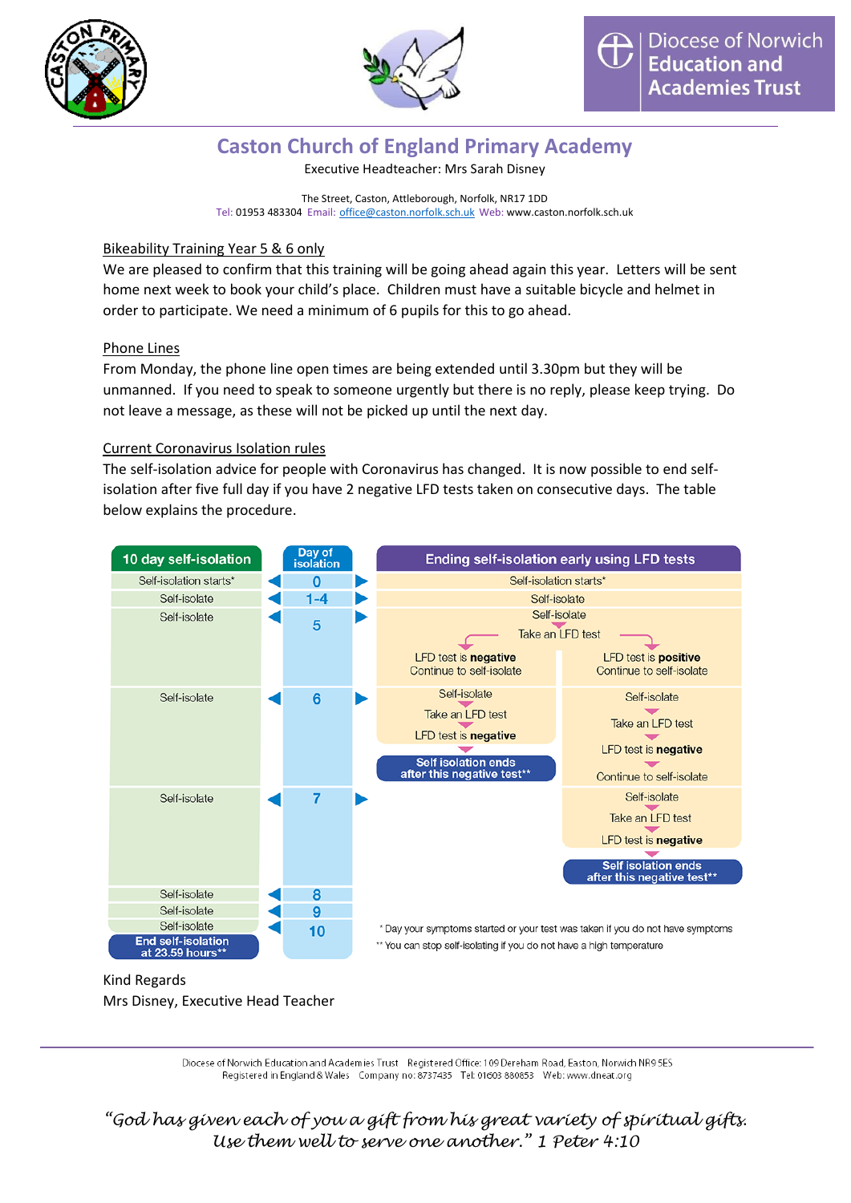# Caston Church of England Primary Academy

Executive Headteacher: Mrs Sarah Disney

The Street, Caston, Attleborough, Norfolk, NR17 1DD
Tel: 01953 483304 Email: office@caston.norfolk.sch.uk Web: www.caston.norfolk.sch.uk

Diocese of Norwich Education and Academies Trust

## Bikeability Training Year 5 & 6 only

We are pleased to confirm that this training will be going ahead again this year. Letters will be sent home next week to book your child's place. Children must have a suitable bicycle and helmet in order to participate. We need a minimum of 6 pupils for this to go ahead.

## Phone Lines

From Monday, the phone line open times are being extended until 3.30pm but they will be unmanned. If you need to speak to someone urgently but there is no reply, please keep trying. Do not leave a message, as these will not be picked up until the next day.

## Current Coronavirus Isolation rules

The self-isolation advice for people with Coronavirus has changed. It is now possible to end self-isolation after five full day if you have 2 negative LFD tests taken on consecutive days. The table below explains the procedure.

| 10 day self-isolation | Day of isolation | Ending self-isolation early using LFD tests | |
|---|---|---|---|
| Self-isolation starts* | 0 | Self-isolation starts* | |
| Self-isolate | 1-4 | Self-isolate | |
| Self-isolate | 5 | Self-isolate; Take an LFD test → LFD test is **negative**; Continue to self-isolate | Self-isolate; Take an LFD test → LFD test is **positive**; Continue to self-isolate |
| Self-isolate | 6 | Self-isolate → Take an LFD test → LFD test is **negative** → **Self isolation ends after this negative test**** | Self-isolate → Take an LFD test → LFD test is **negative** → Continue to self-isolate |
| Self-isolate | 7 | | Self-isolate → Take an LFD test → LFD test is **negative** → **Self isolation ends after this negative test**** |
| Self-isolate | 8 | | |
| Self-isolate | 9 | | |
| Self-isolate → **End self-isolation at 23.59 hours**** | 10 | | |

\* Day your symptoms started or your test was taken if you do not have symptoms
** You can stop self-isolating if you do not have a high temperature

Kind Regards
Mrs Disney, Executive Head Teacher

Diocese of Norwich Education and Academies Trust Registered Office: 109 Dereham Road, Easton, Norwich NR9 5ES
Registered in England & Wales Company no: 8737435 Tel: 01603 880853 Web: www.dneat.org

*"God has given each of you a gift from his great variety of spiritual gifts. Use them well to serve one another." 1 Peter 4:10*